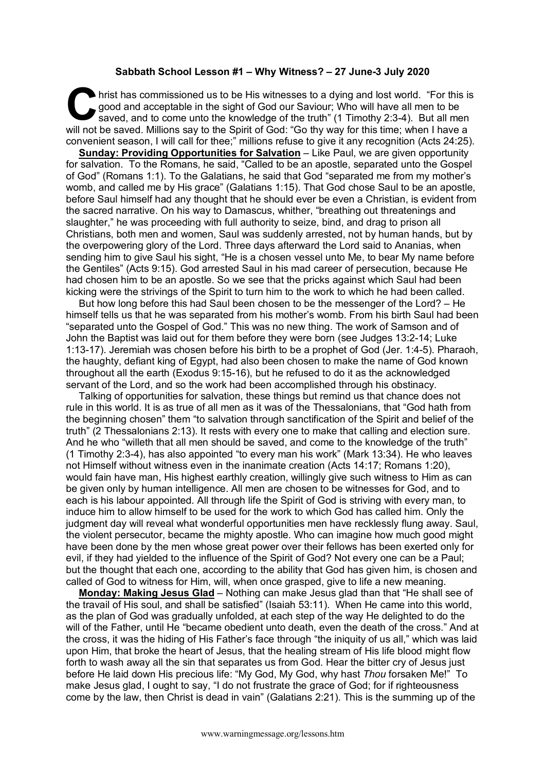**Sabbath School Lesson #1 – Why Witness? – 27 June-3 July 2020**

Christ has commissioned us to be His witnesses to a dying and lost world. "For this is good and acceptable in the sight of God our Saviour; Who will have all men to be saved, and to come unto the knowledge of the truth" (1 Timothy 2:3-4). But all men will not be saved. Millions say to the Spirit of God: "Go thy way for this time; when I have a convenient season, I will call for thee;" millions refuse to give it any recognition (Acts 24:25).

**Sunday: Providing Opportunities for Salvation** – Like Paul, we are given opportunity for salvation. To the Romans, he said, "Called to be an apostle, separated unto the Gospel of God" (Romans 1:1). To the Galatians, he said that God "separated me from my mother's womb, and called me by His grace" (Galatians 1:15). That God chose Saul to be an apostle, before Saul himself had any thought that he should ever be even a Christian, is evident from the sacred narrative. On his way to Damascus, whither, "breathing out threatenings and slaughter," he was proceeding with full authority to seize, bind, and drag to prison all Christians, both men and women, Saul was suddenly arrested, not by human hands, but by the overpowering glory of the Lord. Three days afterward the Lord said to Ananias, when sending him to give Saul his sight, "He is a chosen vessel unto Me, to bear My name before the Gentiles" (Acts 9:15). God arrested Saul in his mad career of persecution, because He had chosen him to be an apostle. So we see that the pricks against which Saul had been kicking were the strivings of the Spirit to turn him to the work to which he had been called.

But how long before this had Saul been chosen to be the messenger of the Lord? – He himself tells us that he was separated from his mother's womb. From his birth Saul had been "separated unto the Gospel of God." This was no new thing. The work of Samson and of John the Baptist was laid out for them before they were born (see Judges 13:2-14; Luke 1:13-17). Jeremiah was chosen before his birth to be a prophet of God (Jer. 1:4-5). Pharaoh, the haughty, defiant king of Egypt, had also been chosen to make the name of God known throughout all the earth (Exodus 9:15-16), but he refused to do it as the acknowledged servant of the Lord, and so the work had been accomplished through his obstinacy.

Talking of opportunities for salvation, these things but remind us that chance does not rule in this world. It is as true of all men as it was of the Thessalonians, that "God hath from the beginning chosen" them "to salvation through sanctification of the Spirit and belief of the truth" (2 Thessalonians 2:13). It rests with every one to make that calling and election sure. And he who "willeth that all men should be saved, and come to the knowledge of the truth" (1 Timothy 2:3-4), has also appointed "to every man his work" (Mark 13:34). He who leaves not Himself without witness even in the inanimate creation (Acts 14:17; Romans 1:20), would fain have man, His highest earthly creation, willingly give such witness to Him as can be given only by human intelligence. All men are chosen to be witnesses for God, and to each is his labour appointed. All through life the Spirit of God is striving with every man, to induce him to allow himself to be used for the work to which God has called him. Only the judgment day will reveal what wonderful opportunities men have recklessly flung away. Saul, the violent persecutor, became the mighty apostle. Who can imagine how much good might have been done by the men whose great power over their fellows has been exerted only for evil, if they had yielded to the influence of the Spirit of God? Not every one can be a Paul; but the thought that each one, according to the ability that God has given him, is chosen and called of God to witness for Him, will, when once grasped, give to life a new meaning.

**Monday: Making Jesus Glad** – Nothing can make Jesus glad than that "He shall see of the travail of His soul, and shall be satisfied" (Isaiah 53:11). When He came into this world, as the plan of God was gradually unfolded, at each step of the way He delighted to do the will of the Father, until He "became obedient unto death, even the death of the cross." And at the cross, it was the hiding of His Father's face through "the iniquity of us all," which was laid upon Him, that broke the heart of Jesus, that the healing stream of His life blood might flow forth to wash away all the sin that separates us from God. Hear the bitter cry of Jesus just before He laid down His precious life: "My God, My God, why hast *Thou* forsaken Me!" To make Jesus glad, I ought to say, "I do not frustrate the grace of God; for if righteousness come by the law, then Christ is dead in vain" (Galatians 2:21). This is the summing up of the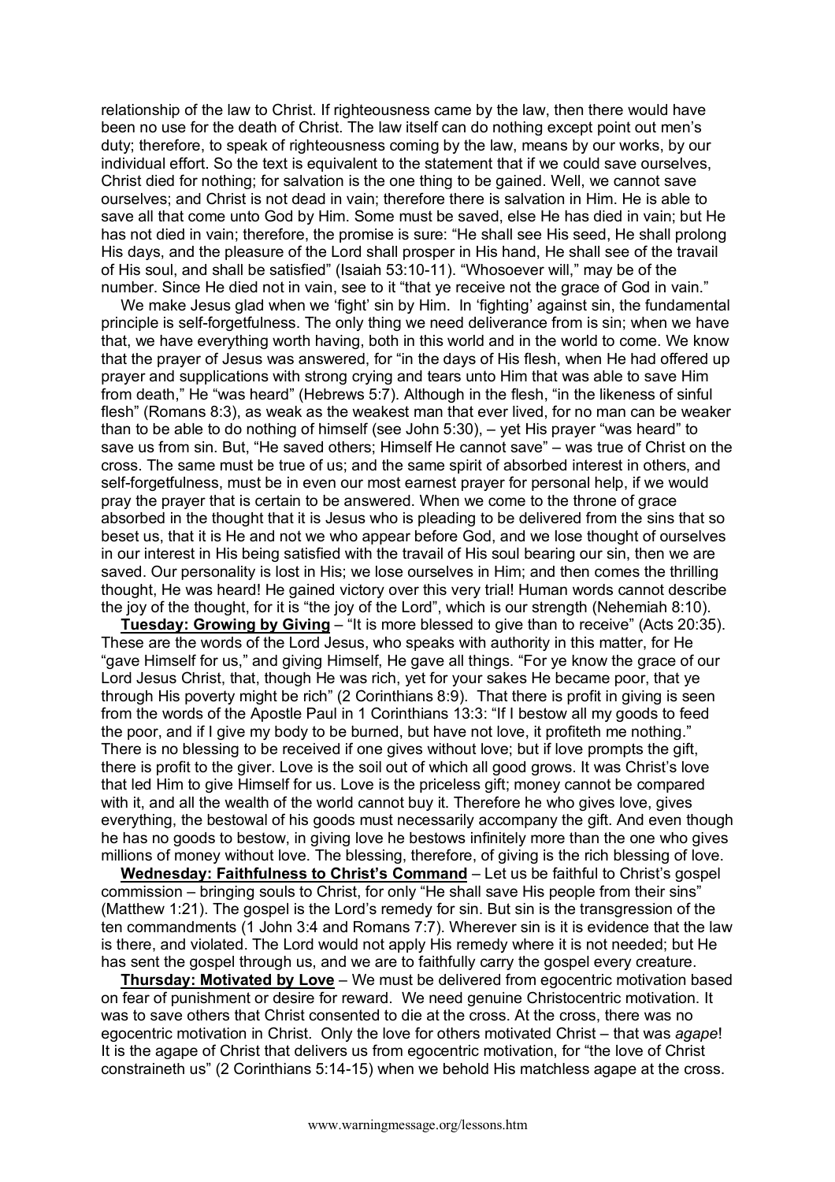relationship of the law to Christ. If righteousness came by the law, then there would have been no use for the death of Christ. The law itself can do nothing except point out men's duty; therefore, to speak of righteousness coming by the law, means by our works, by our individual effort. So the text is equivalent to the statement that if we could save ourselves, Christ died for nothing; for salvation is the one thing to be gained. Well, we cannot save ourselves; and Christ is not dead in vain; therefore there is salvation in Him. He is able to save all that come unto God by Him. Some must be saved, else He has died in vain; but He has not died in vain; therefore, the promise is sure: "He shall see His seed, He shall prolong His days, and the pleasure of the Lord shall prosper in His hand, He shall see of the travail of His soul, and shall be satisfied" (Isaiah 53:10-11). "Whosoever will," may be of the number. Since He died not in vain, see to it "that ye receive not the grace of God in vain."

We make Jesus glad when we 'fight' sin by Him. In 'fighting' against sin, the fundamental principle is self-forgetfulness. The only thing we need deliverance from is sin; when we have that, we have everything worth having, both in this world and in the world to come. We know that the prayer of Jesus was answered, for "in the days of His flesh, when He had offered up prayer and supplications with strong crying and tears unto Him that was able to save Him from death," He "was heard" (Hebrews 5:7). Although in the flesh, "in the likeness of sinful flesh" (Romans 8:3), as weak as the weakest man that ever lived, for no man can be weaker than to be able to do nothing of himself (see John 5:30), – yet His prayer "was heard" to save us from sin. But, "He saved others; Himself He cannot save" – was true of Christ on the cross. The same must be true of us; and the same spirit of absorbed interest in others, and self-forgetfulness, must be in even our most earnest prayer for personal help, if we would pray the prayer that is certain to be answered. When we come to the throne of grace absorbed in the thought that it is Jesus who is pleading to be delivered from the sins that so beset us, that it is He and not we who appear before God, and we lose thought of ourselves in our interest in His being satisfied with the travail of His soul bearing our sin, then we are saved. Our personality is lost in His; we lose ourselves in Him; and then comes the thrilling thought, He was heard! He gained victory over this very trial! Human words cannot describe the joy of the thought, for it is "the joy of the Lord", which is our strength (Nehemiah 8:10).

**Tuesday: Growing by Giving** – "It is more blessed to give than to receive" (Acts 20:35). These are the words of the Lord Jesus, who speaks with authority in this matter, for He "gave Himself for us," and giving Himself, He gave all things. "For ye know the grace of our Lord Jesus Christ, that, though He was rich, yet for your sakes He became poor, that ye through His poverty might be rich" (2 Corinthians 8:9). That there is profit in giving is seen from the words of the Apostle Paul in 1 Corinthians 13:3: "If I bestow all my goods to feed the poor, and if I give my body to be burned, but have not love, it profiteth me nothing." There is no blessing to be received if one gives without love; but if love prompts the gift, there is profit to the giver. Love is the soil out of which all good grows. It was Christ's love that led Him to give Himself for us. Love is the priceless gift; money cannot be compared with it, and all the wealth of the world cannot buy it. Therefore he who gives love, gives everything, the bestowal of his goods must necessarily accompany the gift. And even though he has no goods to bestow, in giving love he bestows infinitely more than the one who gives millions of money without love. The blessing, therefore, of giving is the rich blessing of love.

**Wednesday: Faithfulness to Christ's Command** – Let us be faithful to Christ's gospel commission – bringing souls to Christ, for only "He shall save His people from their sins" (Matthew 1:21). The gospel is the Lord's remedy for sin. But sin is the transgression of the ten commandments (1 John 3:4 and Romans 7:7). Wherever sin is it is evidence that the law is there, and violated. The Lord would not apply His remedy where it is not needed; but He has sent the gospel through us, and we are to faithfully carry the gospel every creature.

**Thursday: Motivated by Love** – We must be delivered from egocentric motivation based on fear of punishment or desire for reward. We need genuine Christocentric motivation. It was to save others that Christ consented to die at the cross. At the cross, there was no egocentric motivation in Christ. Only the love for others motivated Christ – that was *agape*! It is the agape of Christ that delivers us from egocentric motivation, for "the love of Christ constraineth us" (2 Corinthians 5:14-15) when we behold His matchless agape at the cross.